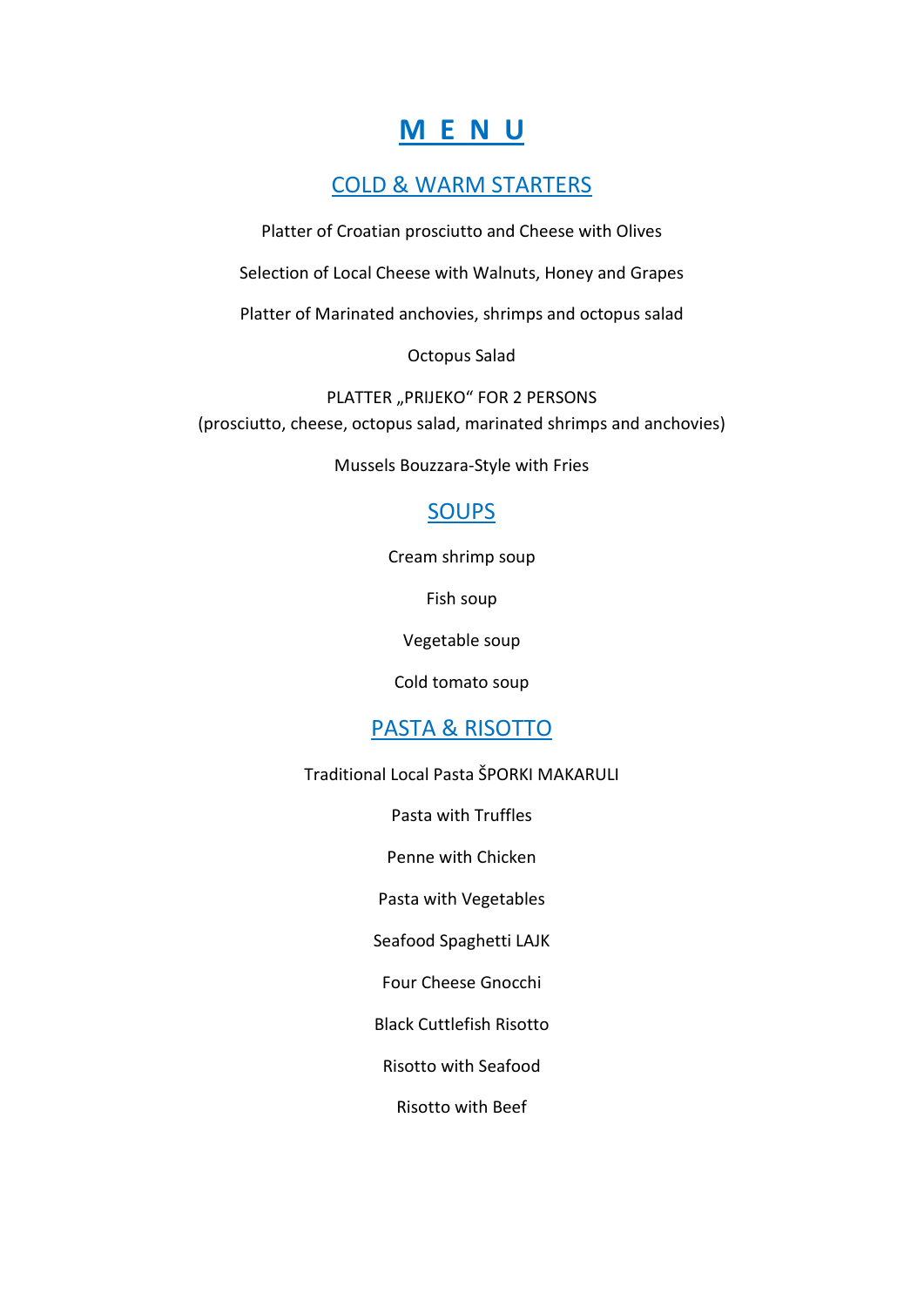# M E N U

## COLD & WARM STARTERS

Platter of Croatian prosciutto and Cheese with Olives

Selection of Local Cheese with Walnuts, Honey and Grapes

Platter of Marinated anchovies, shrimps and octopus salad

Octopus Salad

PLATTER „PRIJEKO" FOR 2 PERSONS
(prosciutto, cheese, octopus salad, marinated shrimps and anchovies)

Mussels Bouzzara-Style with Fries

## SOUPS

Cream shrimp soup

Fish soup

Vegetable soup

Cold tomato soup

## PASTA & RISOTTO

Traditional Local Pasta ŠPORKI MAKARULI

Pasta with Truffles

Penne with Chicken

Pasta with Vegetables

Seafood Spaghetti LAJK

Four Cheese Gnocchi

Black Cuttlefish Risotto

Risotto with Seafood

Risotto with Beef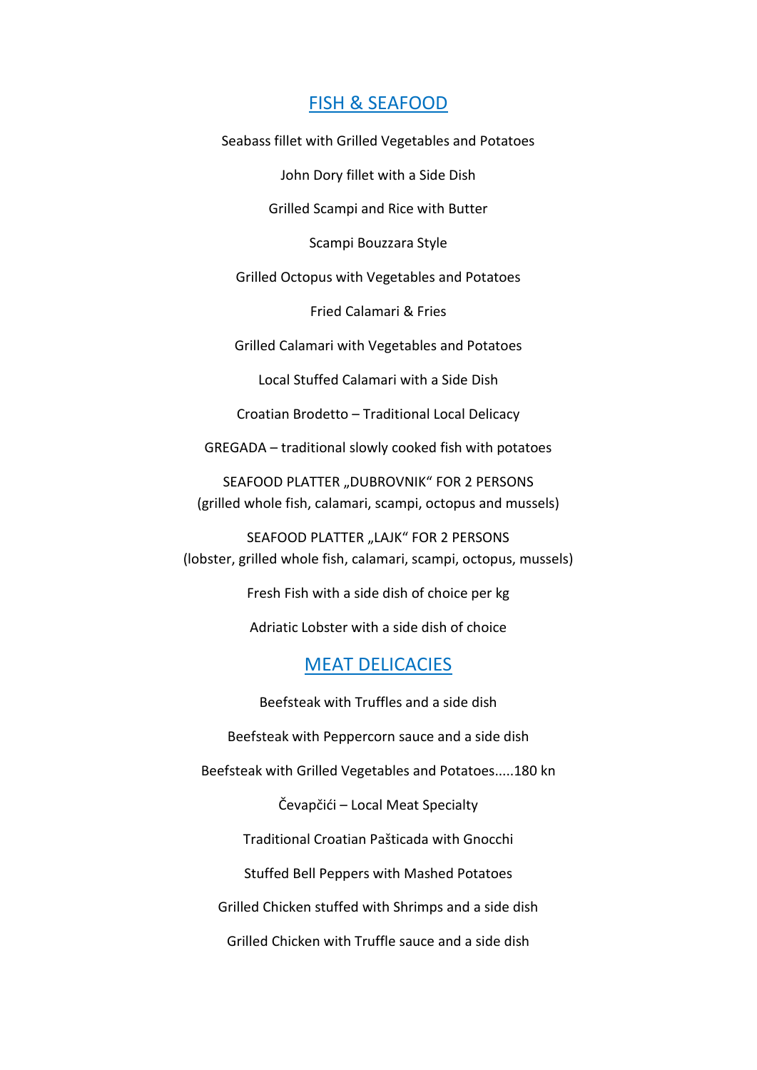## FISH & SEAFOOD

Seabass fillet with Grilled Vegetables and Potatoes

John Dory fillet with a Side Dish

Grilled Scampi and Rice with Butter

Scampi Bouzzara Style

Grilled Octopus with Vegetables and Potatoes

Fried Calamari & Fries

Grilled Calamari with Vegetables and Potatoes

Local Stuffed Calamari with a Side Dish

Croatian Brodetto – Traditional Local Delicacy

GREGADA – traditional slowly cooked fish with potatoes

SEAFOOD PLATTER „DUBROVNIK" FOR 2 PERSONS
(grilled whole fish, calamari, scampi, octopus and mussels)

SEAFOOD PLATTER „LAJK" FOR 2 PERSONS
(lobster, grilled whole fish, calamari, scampi, octopus, mussels)

Fresh Fish with a side dish of choice per kg

Adriatic Lobster with a side dish of choice

## MEAT DELICACIES

Beefsteak with Truffles and a side dish

Beefsteak with Peppercorn sauce and a side dish

Beefsteak with Grilled Vegetables and Potatoes.....180 kn

Čevapčići – Local Meat Specialty

Traditional Croatian Pašticada with Gnocchi

Stuffed Bell Peppers with Mashed Potatoes

Grilled Chicken stuffed with Shrimps and a side dish

Grilled Chicken with Truffle sauce and a side dish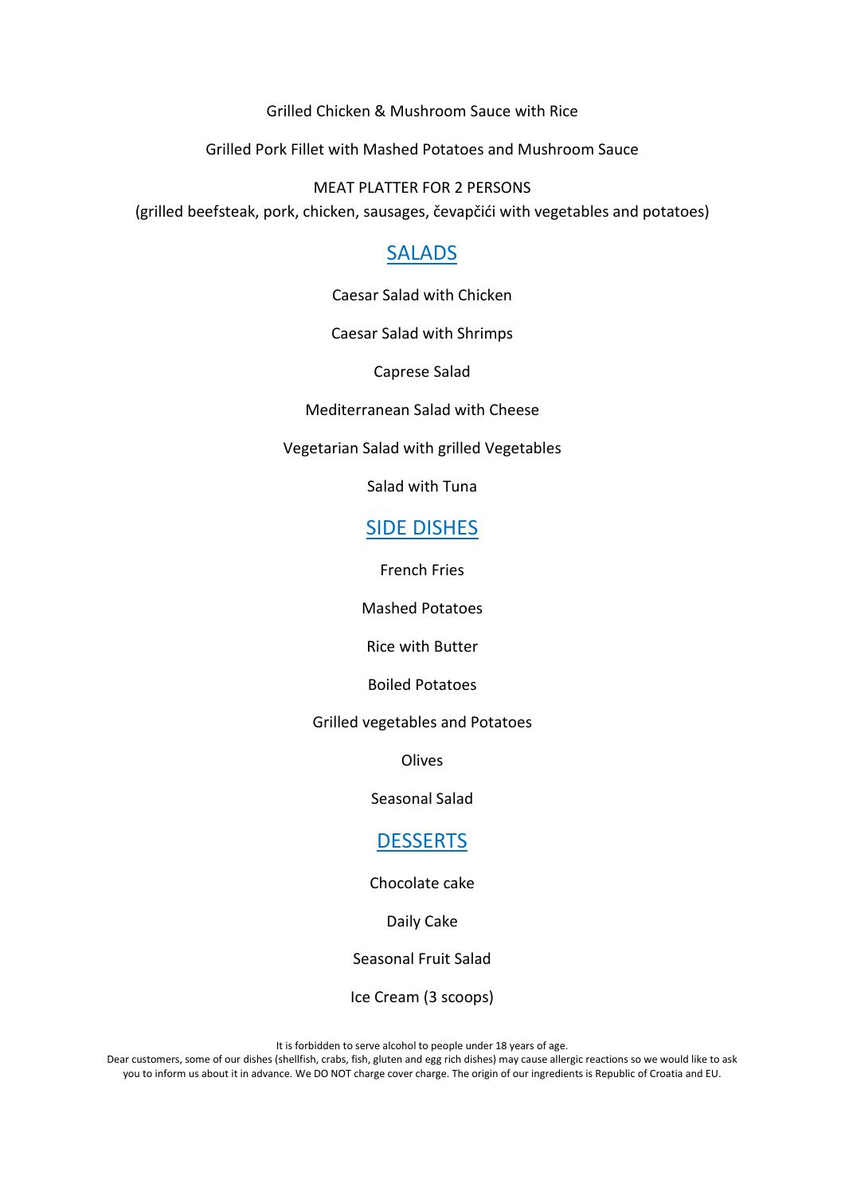Grilled Chicken & Mushroom Sauce with Rice

Grilled Pork Fillet with Mashed Potatoes and Mushroom Sauce

MEAT PLATTER FOR 2 PERSONS
(grilled beefsteak, pork, chicken, sausages, čevapčići with vegetables and potatoes)

## SALADS

Caesar Salad with Chicken

Caesar Salad with Shrimps

Caprese Salad

Mediterranean Salad with Cheese

Vegetarian Salad with grilled Vegetables

Salad with Tuna

## SIDE DISHES

French Fries

Mashed Potatoes

Rice with Butter

Boiled Potatoes

Grilled vegetables and Potatoes

Olives

Seasonal Salad

## DESSERTS

Chocolate cake

Daily Cake

Seasonal Fruit Salad

Ice Cream (3 scoops)

It is forbidden to serve alcohol to people under 18 years of age.
Dear customers, some of our dishes (shellfish, crabs, fish, gluten and egg rich dishes) may cause allergic reactions so we would like to ask you to inform us about it in advance. We DO NOT charge cover charge. The origin of our ingredients is Republic of Croatia and EU.